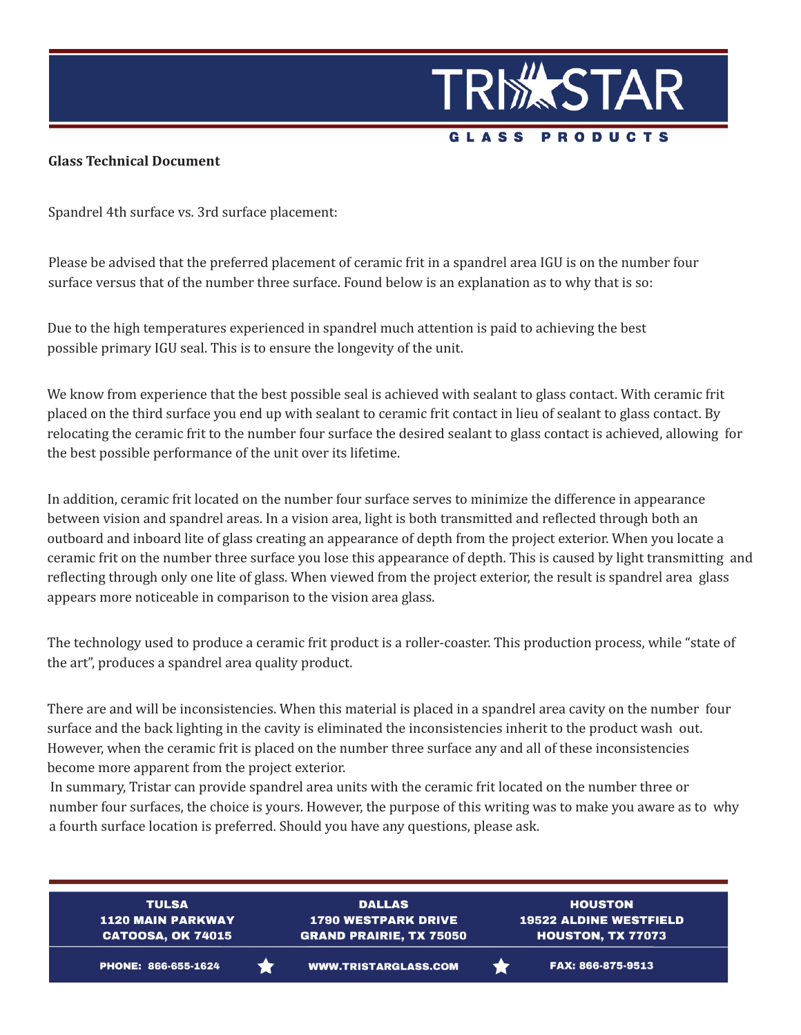**Glass Technical Document**

Spandrel 4th surface vs. 3rd surface placement:

Please be advised that the preferred placement of ceramic frit in a spandrel area IGU is on the number four surface versus that of the number three surface. Found below is an explanation as to why that is so:

Due to the high temperatures experienced in spandrel much attention is paid to achieving the best possible primary IGU seal. This is to ensure the longevity of the unit.

We know from experience that the best possible seal is achieved with sealant to glass contact. With ceramic frit placed on the third surface you end up with sealant to ceramic frit contact in lieu of sealant to glass contact. By relocating the ceramic frit to the number four surface the desired sealant to glass contact is achieved, allowing for the best possible performance of the unit over its lifetime.

In addition, ceramic frit located on the number four surface serves to minimize the difference in appearance between vision and spandrel areas. In a vision area, light is both transmitted and reflected through both an outboard and inboard lite of glass creating an appearance of depth from the project exterior. When you locate a ceramic frit on the number three surface you lose this appearance of depth. This is caused by light transmitting and reflecting through only one lite of glass. When viewed from the project exterior, the result is spandrel area glass appears more noticeable in comparison to the vision area glass.

The technology used to produce a ceramic frit product is a roller-coaster. This production process, while "state of the art", produces a spandrel area quality product.

There are and will be inconsistencies. When this material is placed in a spandrel area cavity on the number four surface and the back lighting in the cavity is eliminated the inconsistencies inherit to the product wash out. However, when the ceramic frit is placed on the number three surface any and all of these inconsistencies become more apparent from the project exterior.

In summary, Tristar can provide spandrel area units with the ceramic frit located on the number three or number four surfaces, the choice is yours. However, the purpose of this writing was to make you aware as to why a fourth surface location is preferred. Should you have any questions, please ask.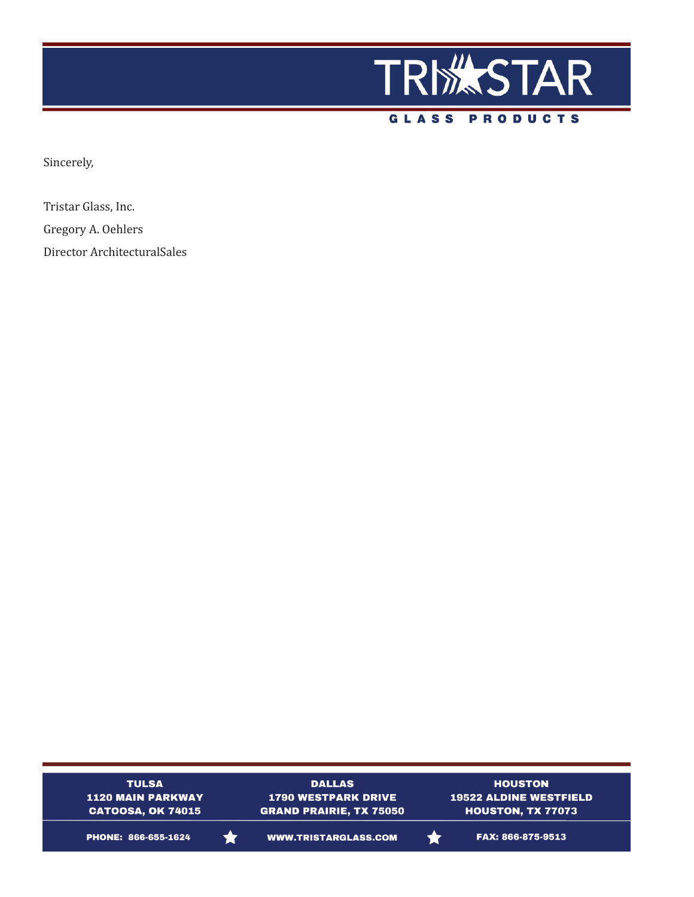Sincerely,

Tristar Glass, Inc.

Gregory A. Oehlers

Director ArchitecturalSales